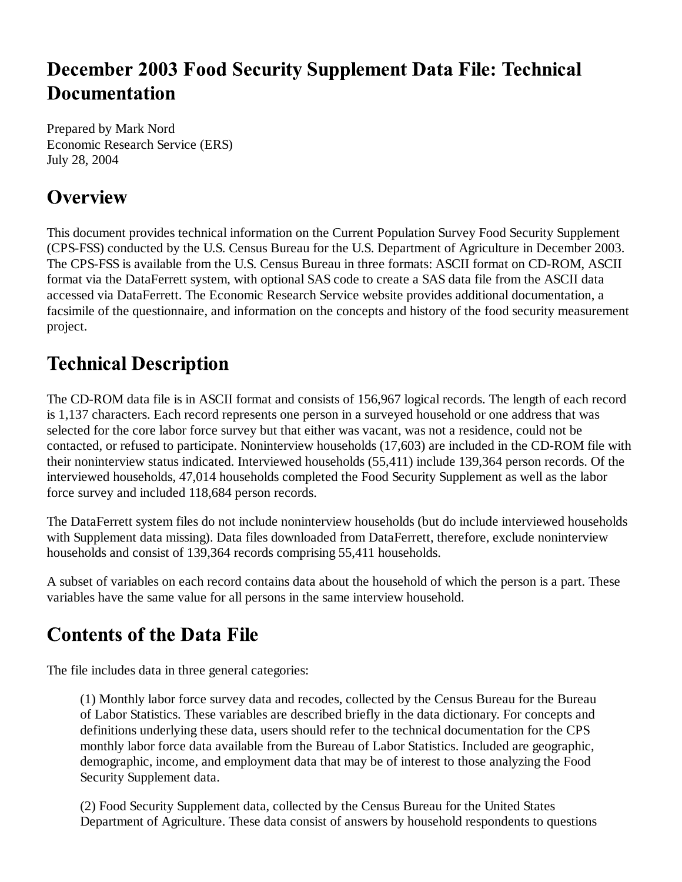# December 2003 Food Security Supplement Data File: Technical Documentation

Prepared by Mark Nord
Economic Research Service (ERS)
July 28, 2004

## Overview

This document provides technical information on the Current Population Survey Food Security Supplement (CPS-FSS) conducted by the U.S. Census Bureau for the U.S. Department of Agriculture in December 2003. The CPS-FSS is available from the U.S. Census Bureau in three formats: ASCII format on CD-ROM, ASCII format via the DataFerrett system, with optional SAS code to create a SAS data file from the ASCII data accessed via DataFerrett. The Economic Research Service website provides additional documentation, a facsimile of the questionnaire, and information on the concepts and history of the food security measurement project.

## Technical Description

The CD-ROM data file is in ASCII format and consists of 156,967 logical records. The length of each record is 1,137 characters. Each record represents one person in a surveyed household or one address that was selected for the core labor force survey but that either was vacant, was not a residence, could not be contacted, or refused to participate. Noninterview households (17,603) are included in the CD-ROM file with their noninterview status indicated. Interviewed households (55,411) include 139,364 person records. Of the interviewed households, 47,014 households completed the Food Security Supplement as well as the labor force survey and included 118,684 person records.

The DataFerrett system files do not include noninterview households (but do include interviewed households with Supplement data missing). Data files downloaded from DataFerrett, therefore, exclude noninterview households and consist of 139,364 records comprising 55,411 households.

A subset of variables on each record contains data about the household of which the person is a part. These variables have the same value for all persons in the same interview household.

## Contents of the Data File

The file includes data in three general categories:

> (1) Monthly labor force survey data and recodes, collected by the Census Bureau for the Bureau of Labor Statistics. These variables are described briefly in the data dictionary. For concepts and definitions underlying these data, users should refer to the technical documentation for the CPS monthly labor force data available from the Bureau of Labor Statistics. Included are geographic, demographic, income, and employment data that may be of interest to those analyzing the Food Security Supplement data.
>
> (2) Food Security Supplement data, collected by the Census Bureau for the United States Department of Agriculture. These data consist of answers by household respondents to questions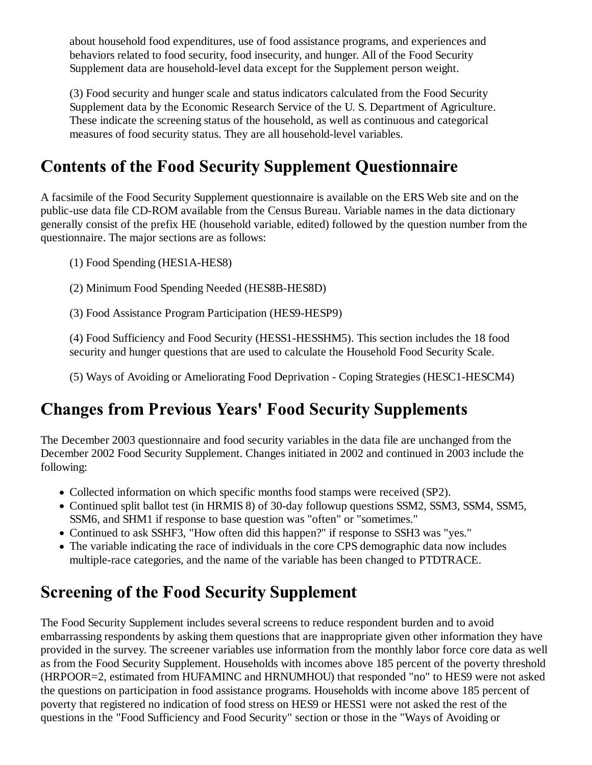about household food expenditures, use of food assistance programs, and experiences and behaviors related to food security, food insecurity, and hunger. All of the Food Security Supplement data are household-level data except for the Supplement person weight.

(3) Food security and hunger scale and status indicators calculated from the Food Security Supplement data by the Economic Research Service of the U. S. Department of Agriculture. These indicate the screening status of the household, as well as continuous and categorical measures of food security status. They are all household-level variables.

## Contents of the Food Security Supplement Questionnaire

A facsimile of the Food Security Supplement questionnaire is available on the ERS Web site and on the public-use data file CD-ROM available from the Census Bureau. Variable names in the data dictionary generally consist of the prefix HE (household variable, edited) followed by the question number from the questionnaire. The major sections are as follows:

(1) Food Spending (HES1A-HES8)

(2) Minimum Food Spending Needed (HES8B-HES8D)

(3) Food Assistance Program Participation (HES9-HESP9)

(4) Food Sufficiency and Food Security (HESS1-HESSHM5). This section includes the 18 food security and hunger questions that are used to calculate the Household Food Security Scale.

(5) Ways of Avoiding or Ameliorating Food Deprivation - Coping Strategies (HESC1-HESCM4)

## Changes from Previous Years' Food Security Supplements

The December 2003 questionnaire and food security variables in the data file are unchanged from the December 2002 Food Security Supplement. Changes initiated in 2002 and continued in 2003 include the following:

- Collected information on which specific months food stamps were received (SP2).
- Continued split ballot test (in HRMIS 8) of 30-day followup questions SSM2, SSM3, SSM4, SSM5, SSM6, and SHM1 if response to base question was "often" or "sometimes."
- Continued to ask SSHF3, "How often did this happen?" if response to SSH3 was "yes."
- The variable indicating the race of individuals in the core CPS demographic data now includes multiple-race categories, and the name of the variable has been changed to PTDTRACE.

## Screening of the Food Security Supplement

The Food Security Supplement includes several screens to reduce respondent burden and to avoid embarrassing respondents by asking them questions that are inappropriate given other information they have provided in the survey. The screener variables use information from the monthly labor force core data as well as from the Food Security Supplement. Households with incomes above 185 percent of the poverty threshold (HRPOOR=2, estimated from HUFAMINC and HRNUMHOU) that responded "no" to HES9 were not asked the questions on participation in food assistance programs. Households with income above 185 percent of poverty that registered no indication of food stress on HES9 or HESS1 were not asked the rest of the questions in the "Food Sufficiency and Food Security" section or those in the "Ways of Avoiding or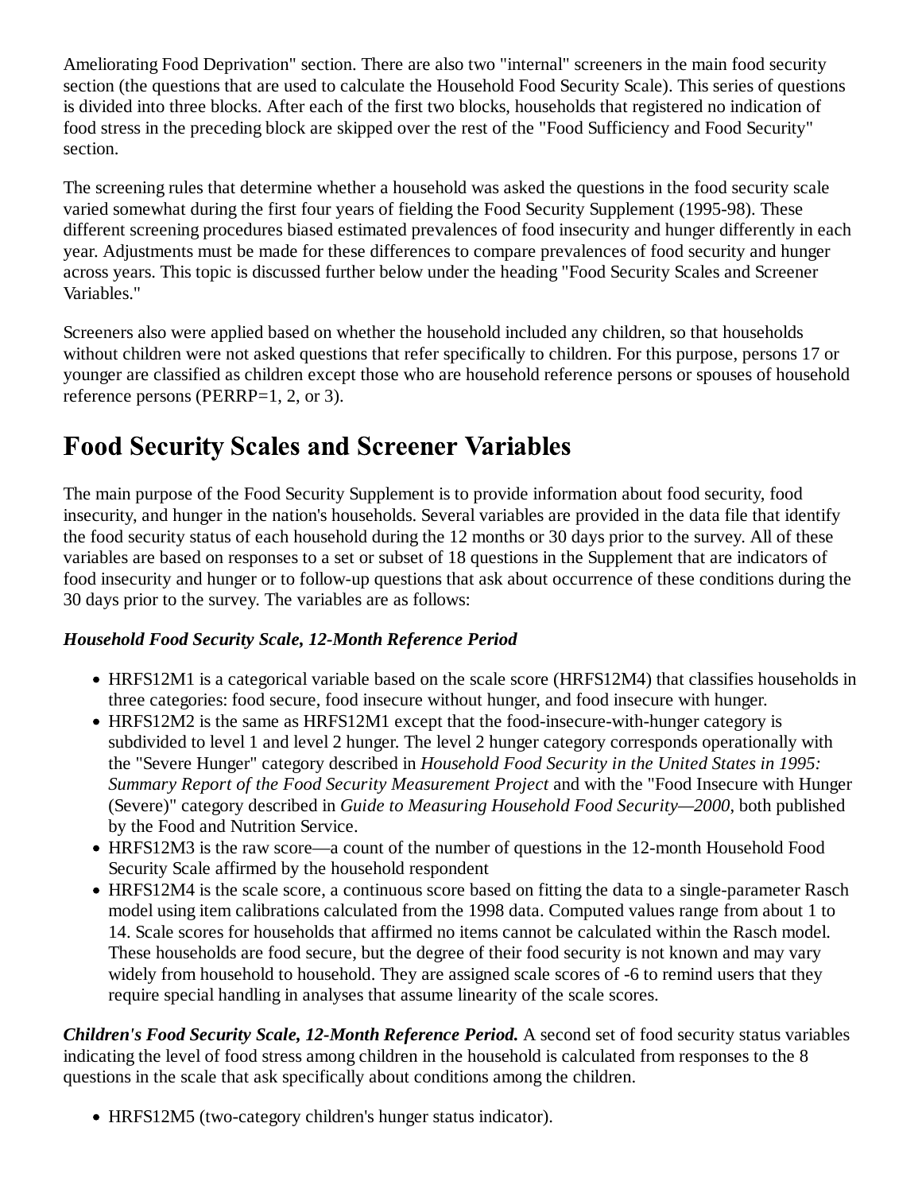Ameliorating Food Deprivation" section. There are also two "internal" screeners in the main food security section (the questions that are used to calculate the Household Food Security Scale). This series of questions is divided into three blocks. After each of the first two blocks, households that registered no indication of food stress in the preceding block are skipped over the rest of the "Food Sufficiency and Food Security" section.

The screening rules that determine whether a household was asked the questions in the food security scale varied somewhat during the first four years of fielding the Food Security Supplement (1995-98). These different screening procedures biased estimated prevalences of food insecurity and hunger differently in each year. Adjustments must be made for these differences to compare prevalences of food security and hunger across years. This topic is discussed further below under the heading "Food Security Scales and Screener Variables."

Screeners also were applied based on whether the household included any children, so that households without children were not asked questions that refer specifically to children. For this purpose, persons 17 or younger are classified as children except those who are household reference persons or spouses of household reference persons (PERRP=1, 2, or 3).

## Food Security Scales and Screener Variables

The main purpose of the Food Security Supplement is to provide information about food security, food insecurity, and hunger in the nation's households. Several variables are provided in the data file that identify the food security status of each household during the 12 months or 30 days prior to the survey. All of these variables are based on responses to a set or subset of 18 questions in the Supplement that are indicators of food insecurity and hunger or to follow-up questions that ask about occurrence of these conditions during the 30 days prior to the survey. The variables are as follows:

***Household Food Security Scale, 12-Month Reference Period***

- HRFS12M1 is a categorical variable based on the scale score (HRFS12M4) that classifies households in three categories: food secure, food insecure without hunger, and food insecure with hunger.
- HRFS12M2 is the same as HRFS12M1 except that the food-insecure-with-hunger category is subdivided to level 1 and level 2 hunger. The level 2 hunger category corresponds operationally with the "Severe Hunger" category described in *Household Food Security in the United States in 1995: Summary Report of the Food Security Measurement Project* and with the "Food Insecure with Hunger (Severe)" category described in *Guide to Measuring Household Food Security—2000*, both published by the Food and Nutrition Service.
- HRFS12M3 is the raw score—a count of the number of questions in the 12-month Household Food Security Scale affirmed by the household respondent
- HRFS12M4 is the scale score, a continuous score based on fitting the data to a single-parameter Rasch model using item calibrations calculated from the 1998 data. Computed values range from about 1 to 14. Scale scores for households that affirmed no items cannot be calculated within the Rasch model. These households are food secure, but the degree of their food security is not known and may vary widely from household to household. They are assigned scale scores of -6 to remind users that they require special handling in analyses that assume linearity of the scale scores.

***Children's Food Security Scale, 12-Month Reference Period.*** A second set of food security status variables indicating the level of food stress among children in the household is calculated from responses to the 8 questions in the scale that ask specifically about conditions among the children.

- HRFS12M5 (two-category children's hunger status indicator).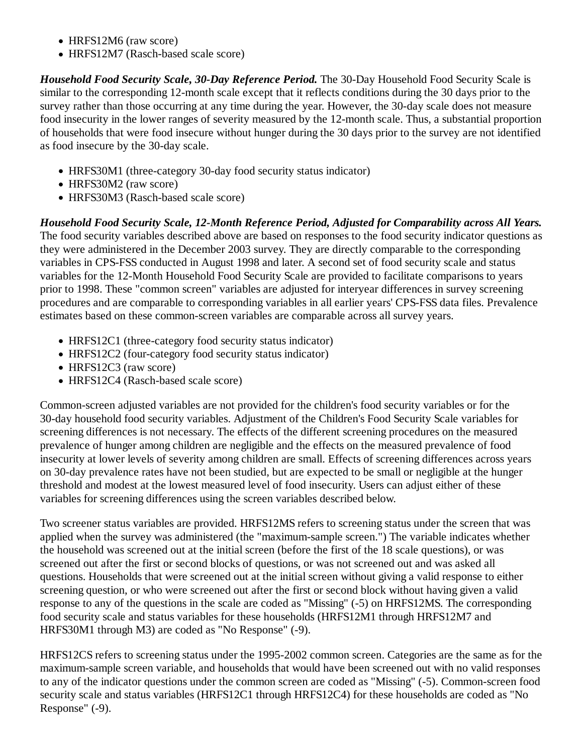- HRFS12M6 (raw score)
- HRFS12M7 (Rasch-based scale score)

***Household Food Security Scale, 30-Day Reference Period.*** The 30-Day Household Food Security Scale is similar to the corresponding 12-month scale except that it reflects conditions during the 30 days prior to the survey rather than those occurring at any time during the year. However, the 30-day scale does not measure food insecurity in the lower ranges of severity measured by the 12-month scale. Thus, a substantial proportion of households that were food insecure without hunger during the 30 days prior to the survey are not identified as food insecure by the 30-day scale.

- HRFS30M1 (three-category 30-day food security status indicator)
- HRFS30M2 (raw score)
- HRFS30M3 (Rasch-based scale score)

***Household Food Security Scale, 12-Month Reference Period, Adjusted for Comparability across All Years.*** The food security variables described above are based on responses to the food security indicator questions as they were administered in the December 2003 survey. They are directly comparable to the corresponding variables in CPS-FSS conducted in August 1998 and later. A second set of food security scale and status variables for the 12-Month Household Food Security Scale are provided to facilitate comparisons to years prior to 1998. These "common screen" variables are adjusted for interyear differences in survey screening procedures and are comparable to corresponding variables in all earlier years' CPS-FSS data files. Prevalence estimates based on these common-screen variables are comparable across all survey years.

- HRFS12C1 (three-category food security status indicator)
- HRFS12C2 (four-category food security status indicator)
- HRFS12C3 (raw score)
- HRFS12C4 (Rasch-based scale score)

Common-screen adjusted variables are not provided for the children's food security variables or for the 30-day household food security variables. Adjustment of the Children's Food Security Scale variables for screening differences is not necessary. The effects of the different screening procedures on the measured prevalence of hunger among children are negligible and the effects on the measured prevalence of food insecurity at lower levels of severity among children are small. Effects of screening differences across years on 30-day prevalence rates have not been studied, but are expected to be small or negligible at the hunger threshold and modest at the lowest measured level of food insecurity. Users can adjust either of these variables for screening differences using the screen variables described below.

Two screener status variables are provided. HRFS12MS refers to screening status under the screen that was applied when the survey was administered (the "maximum-sample screen.") The variable indicates whether the household was screened out at the initial screen (before the first of the 18 scale questions), or was screened out after the first or second blocks of questions, or was not screened out and was asked all questions. Households that were screened out at the initial screen without giving a valid response to either screening question, or who were screened out after the first or second block without having given a valid response to any of the questions in the scale are coded as "Missing" (-5) on HRFS12MS. The corresponding food security scale and status variables for these households (HRFS12M1 through HRFS12M7 and HRFS30M1 through M3) are coded as "No Response" (-9).

HRFS12CS refers to screening status under the 1995-2002 common screen. Categories are the same as for the maximum-sample screen variable, and households that would have been screened out with no valid responses to any of the indicator questions under the common screen are coded as "Missing" (-5). Common-screen food security scale and status variables (HRFS12C1 through HRFS12C4) for these households are coded as "No Response" (-9).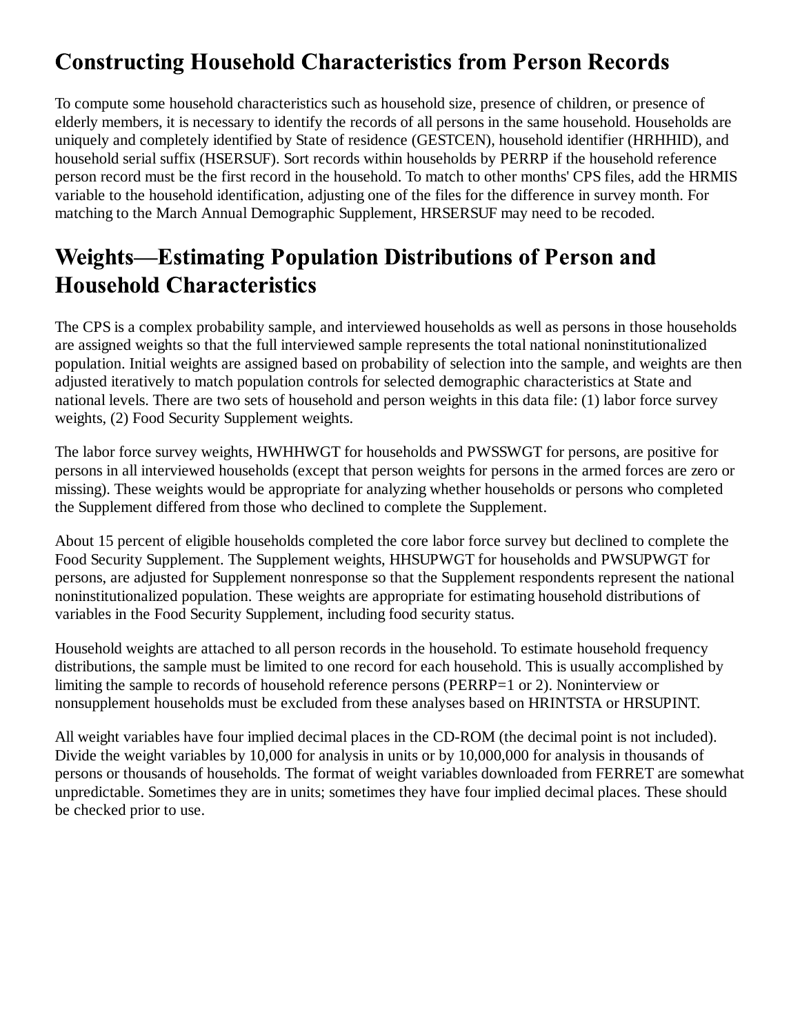## Constructing Household Characteristics from Person Records

To compute some household characteristics such as household size, presence of children, or presence of elderly members, it is necessary to identify the records of all persons in the same household. Households are uniquely and completely identified by State of residence (GESTCEN), household identifier (HRHHID), and household serial suffix (HSERSUF). Sort records within households by PERRP if the household reference person record must be the first record in the household. To match to other months' CPS files, add the HRMIS variable to the household identification, adjusting one of the files for the difference in survey month. For matching to the March Annual Demographic Supplement, HRSERSUF may need to be recoded.

## Weights—Estimating Population Distributions of Person and Household Characteristics

The CPS is a complex probability sample, and interviewed households as well as persons in those households are assigned weights so that the full interviewed sample represents the total national noninstitutionalized population. Initial weights are assigned based on probability of selection into the sample, and weights are then adjusted iteratively to match population controls for selected demographic characteristics at State and national levels. There are two sets of household and person weights in this data file: (1) labor force survey weights, (2) Food Security Supplement weights.

The labor force survey weights, HWHHWGT for households and PWSSWGT for persons, are positive for persons in all interviewed households (except that person weights for persons in the armed forces are zero or missing). These weights would be appropriate for analyzing whether households or persons who completed the Supplement differed from those who declined to complete the Supplement.

About 15 percent of eligible households completed the core labor force survey but declined to complete the Food Security Supplement. The Supplement weights, HHSUPWGT for households and PWSUPWGT for persons, are adjusted for Supplement nonresponse so that the Supplement respondents represent the national noninstitutionalized population. These weights are appropriate for estimating household distributions of variables in the Food Security Supplement, including food security status.

Household weights are attached to all person records in the household. To estimate household frequency distributions, the sample must be limited to one record for each household. This is usually accomplished by limiting the sample to records of household reference persons (PERRP=1 or 2). Noninterview or nonsupplement households must be excluded from these analyses based on HRINTSTA or HRSUPINT.

All weight variables have four implied decimal places in the CD-ROM (the decimal point is not included). Divide the weight variables by 10,000 for analysis in units or by 10,000,000 for analysis in thousands of persons or thousands of households. The format of weight variables downloaded from FERRET are somewhat unpredictable. Sometimes they are in units; sometimes they have four implied decimal places. These should be checked prior to use.